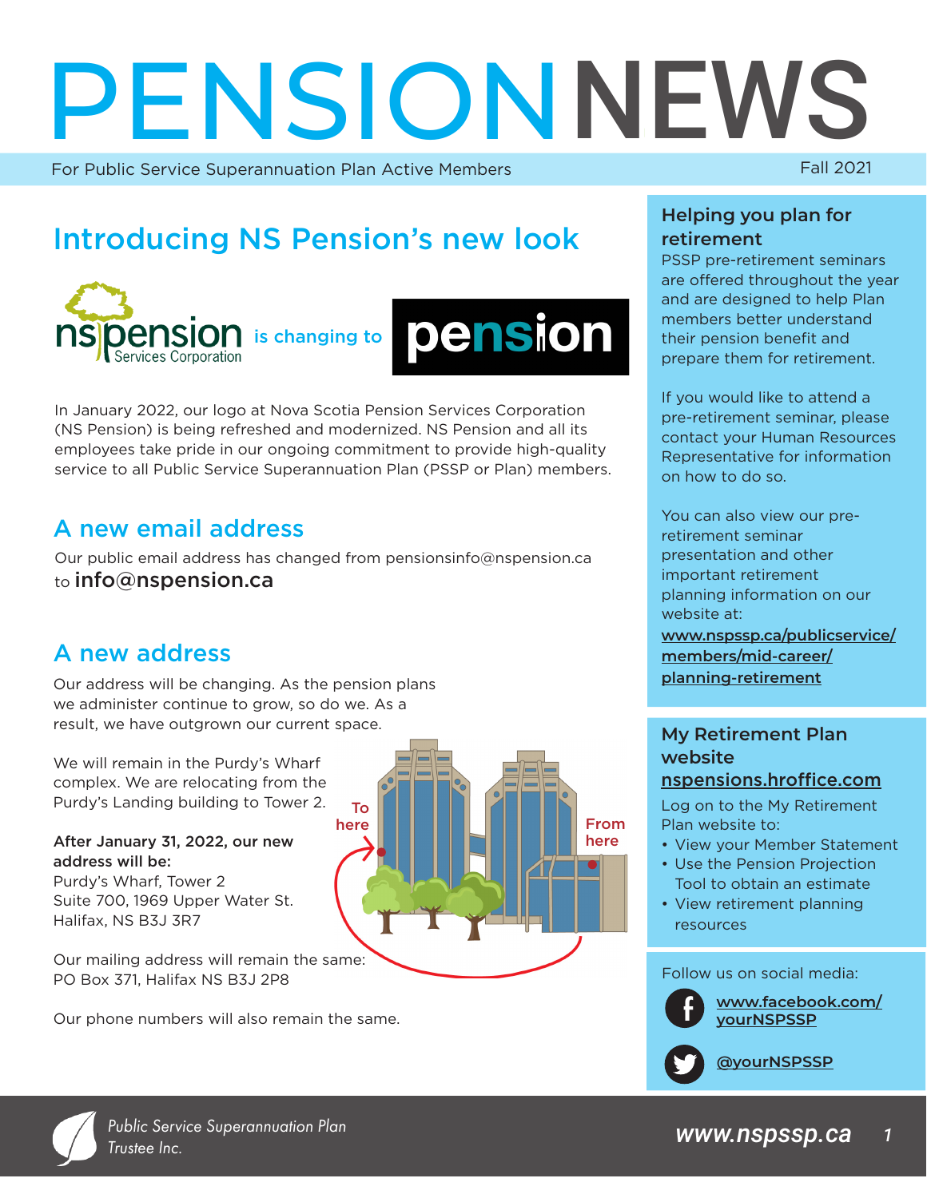# PENSIONNEWS

For Public Service Superannuation Plan Active Members

Fall 2021

## Introducing NS Pension's new look

nspension Services Corporation is changing to pension

In January 2022, our logo at Nova Scotia Pension Services Corporation (NS Pension) is being refreshed and modernized. NS Pension and all its employees take pride in our ongoing commitment to provide high-quality service to all Public Service Superannuation Plan (PSSP or Plan) members.

## A new email address

Our public email address has changed from pensionsinfo@nspension.ca to **info@nspension.ca**

## A new address

Our address will be changing. As the pension plans we administer continue to grow, so do we. As a result, we have outgrown our current space.

We will remain in the Purdy's Wharf complex. We are relocating from the Purdy's Landing building to Tower 2.

**After January 31, 2022, our new address will be:**
Purdy's Wharf, Tower 2
Suite 700, 1969 Upper Water St.
Halifax, NS B3J 3R7

Our mailing address will remain the same:
PO Box 371, Halifax NS B3J 2P8

Our phone numbers will also remain the same.

## Helping you plan for retirement

PSSP pre-retirement seminars are offered throughout the year and are designed to help Plan members better understand their pension benefit and prepare them for retirement.

If you would like to attend a pre-retirement seminar, please contact your Human Resources Representative for information on how to do so.

You can also view our pre-retirement seminar presentation and other important retirement planning information on our website at: **www.nspssp.ca/publicservice/members/mid-career/planning-retirement**

## My Retirement Plan website nspensions.hroffice.com

Log on to the My Retirement Plan website to:

- View your Member Statement
- Use the Pension Projection Tool to obtain an estimate
- View retirement planning resources

Follow us on social media:

www.facebook.com/yourNSPSSP

@yourNSPSSP

*Public Service Superannuation Plan Trustee Inc.*

*www.nspssp.ca*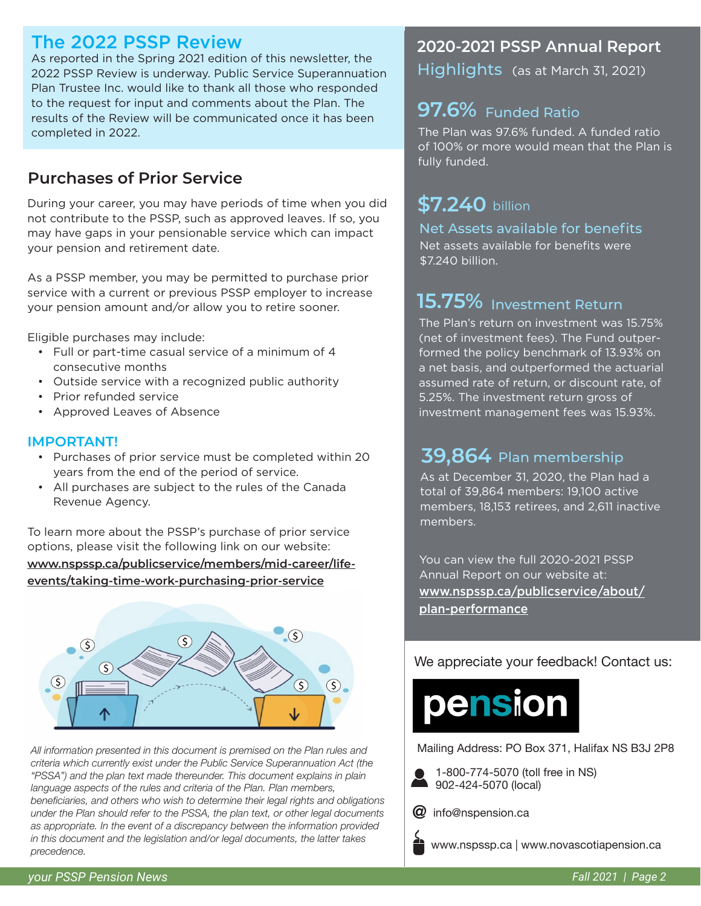## The 2022 PSSP Review

As reported in the Spring 2021 edition of this newsletter, the 2022 PSSP Review is underway. Public Service Superannuation Plan Trustee Inc. would like to thank all those who responded to the request for input and comments about the Plan. The results of the Review will be communicated once it has been completed in 2022.

## Purchases of Prior Service

During your career, you may have periods of time when you did not contribute to the PSSP, such as approved leaves. If so, you may have gaps in your pensionable service which can impact your pension and retirement date.

As a PSSP member, you may be permitted to purchase prior service with a current or previous PSSP employer to increase your pension amount and/or allow you to retire sooner.

Eligible purchases may include:

- Full or part-time casual service of a minimum of 4 consecutive months
- Outside service with a recognized public authority
- Prior refunded service
- Approved Leaves of Absence

### IMPORTANT!

- Purchases of prior service must be completed within 20 years from the end of the period of service.
- All purchases are subject to the rules of the Canada Revenue Agency.

To learn more about the PSSP's purchase of prior service options, please visit the following link on our website:
**www.nspssp.ca/publicservice/members/mid-career/life-events/taking-time-work-purchasing-prior-service**

*All information presented in this document is premised on the Plan rules and criteria which currently exist under the Public Service Superannuation Act (the "PSSA") and the plan text made thereunder. This document explains in plain language aspects of the rules and criteria of the Plan. Plan members, beneficiaries, and others who wish to determine their legal rights and obligations under the Plan should refer to the PSSA, the plan text, or other legal documents as appropriate. In the event of a discrepancy between the information provided in this document and the legislation and/or legal documents, the latter takes precedence.*

## 2020-2021 PSSP Annual Report Highlights (as at March 31, 2021)

### 97.6% Funded Ratio

The Plan was 97.6% funded. A funded ratio of 100% or more would mean that the Plan is fully funded.

### $7.240 billion Net Assets available for benefits

Net assets available for benefits were $7.240 billion.

### 15.75% Investment Return

The Plan's return on investment was 15.75% (net of investment fees). The Fund outperformed the policy benchmark of 13.93% on a net basis, and outperformed the actuarial assumed rate of return, or discount rate, of 5.25%. The investment return gross of investment management fees was 15.93%.

### 39,864 Plan membership

As at December 31, 2020, the Plan had a total of 39,864 members: 19,100 active members, 18,153 retirees, and 2,611 inactive members.

You can view the full 2020-2021 PSSP Annual Report on our website at: **www.nspssp.ca/publicservice/about/plan-performance**

We appreciate your feedback! Contact us:

**pension**

Mailing Address: PO Box 371, Halifax NS B3J 2P8

1-800-774-5070 (toll free in NS)
902-424-5070 (local)

info@nspension.ca

www.nspssp.ca | www.novascotiapension.ca